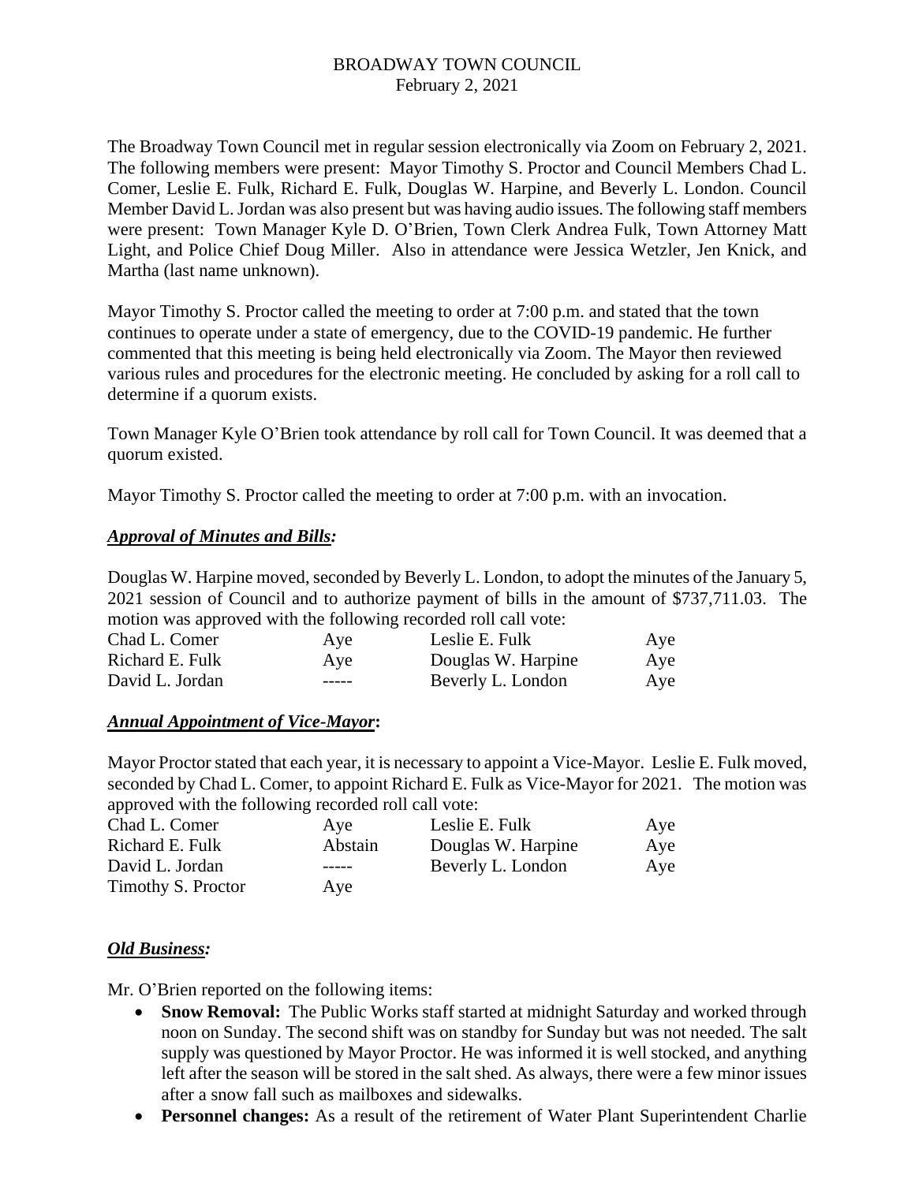BROADWAY TOWN COUNCIL
February 2, 2021

The Broadway Town Council met in regular session electronically via Zoom on February 2, 2021. The following members were present: Mayor Timothy S. Proctor and Council Members Chad L. Comer, Leslie E. Fulk, Richard E. Fulk, Douglas W. Harpine, and Beverly L. London. Council Member David L. Jordan was also present but was having audio issues. The following staff members were present: Town Manager Kyle D. O'Brien, Town Clerk Andrea Fulk, Town Attorney Matt Light, and Police Chief Doug Miller. Also in attendance were Jessica Wetzler, Jen Knick, and Martha (last name unknown).

Mayor Timothy S. Proctor called the meeting to order at 7:00 p.m. and stated that the town continues to operate under a state of emergency, due to the COVID-19 pandemic. He further commented that this meeting is being held electronically via Zoom. The Mayor then reviewed various rules and procedures for the electronic meeting. He concluded by asking for a roll call to determine if a quorum exists.

Town Manager Kyle O'Brien took attendance by roll call for Town Council. It was deemed that a quorum existed.

Mayor Timothy S. Proctor called the meeting to order at 7:00 p.m. with an invocation.

## ***Approval of Minutes and Bills:***

Douglas W. Harpine moved, seconded by Beverly L. London, to adopt the minutes of the January 5, 2021 session of Council and to authorize payment of bills in the amount of $737,711.03. The motion was approved with the following recorded roll call vote:

| | | | |
|---|---|---|---|
| Chad L. Comer | Aye | Leslie E. Fulk | Aye |
| Richard E. Fulk | Aye | Douglas W. Harpine | Aye |
| David L. Jordan | ----- | Beverly L. London | Aye |

## ***Annual Appointment of Vice-Mayor*:**

Mayor Proctor stated that each year, it is necessary to appoint a Vice-Mayor. Leslie E. Fulk moved, seconded by Chad L. Comer, to appoint Richard E. Fulk as Vice-Mayor for 2021. The motion was approved with the following recorded roll call vote:

| | | | |
|---|---|---|---|
| Chad L. Comer | Aye | Leslie E. Fulk | Aye |
| Richard E. Fulk | Abstain | Douglas W. Harpine | Aye |
| David L. Jordan | ----- | Beverly L. London | Aye |
| Timothy S. Proctor | Aye | | |

## ***Old Business:***

Mr. O'Brien reported on the following items:

- **Snow Removal:** The Public Works staff started at midnight Saturday and worked through noon on Sunday. The second shift was on standby for Sunday but was not needed. The salt supply was questioned by Mayor Proctor. He was informed it is well stocked, and anything left after the season will be stored in the salt shed. As always, there were a few minor issues after a snow fall such as mailboxes and sidewalks.
- **Personnel changes:** As a result of the retirement of Water Plant Superintendent Charlie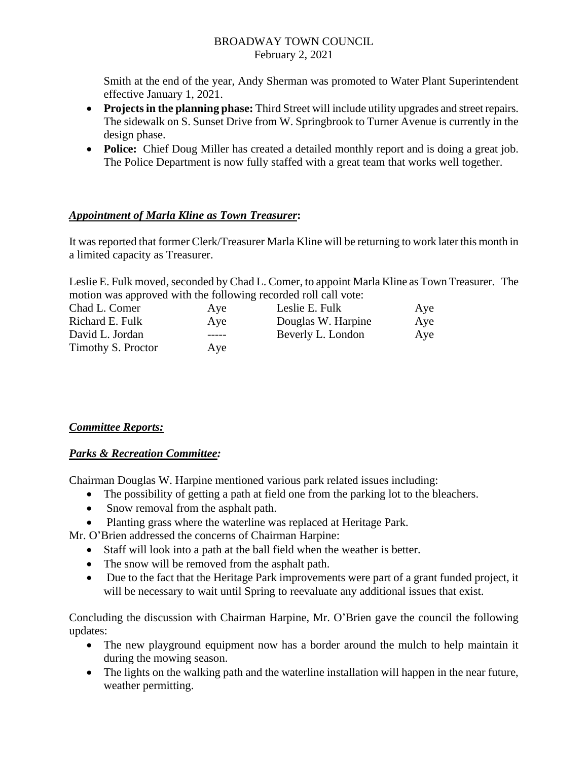Smith at the end of the year, Andy Sherman was promoted to Water Plant Superintendent effective January 1, 2021.

- **Projects in the planning phase:** Third Street will include utility upgrades and street repairs. The sidewalk on S. Sunset Drive from W. Springbrook to Turner Avenue is currently in the design phase.
- **Police:** Chief Doug Miller has created a detailed monthly report and is doing a great job. The Police Department is now fully staffed with a great team that works well together.

***Appointment of Marla Kline as Town Treasurer*:**

It was reported that former Clerk/Treasurer Marla Kline will be returning to work later this month in a limited capacity as Treasurer.

Leslie E. Fulk moved, seconded by Chad L. Comer, to appoint Marla Kline as Town Treasurer. The motion was approved with the following recorded roll call vote:

| | | | |
|---|---|---|---|
| Chad L. Comer | Aye | Leslie E. Fulk | Aye |
| Richard E. Fulk | Aye | Douglas W. Harpine | Aye |
| David L. Jordan | ----- | Beverly L. London | Aye |
| Timothy S. Proctor | Aye | | |

***Committee Reports:***

***Parks & Recreation Committee:***

Chairman Douglas W. Harpine mentioned various park related issues including:

- The possibility of getting a path at field one from the parking lot to the bleachers.
- Snow removal from the asphalt path.
- Planting grass where the waterline was replaced at Heritage Park.

Mr. O'Brien addressed the concerns of Chairman Harpine:

- Staff will look into a path at the ball field when the weather is better.
- The snow will be removed from the asphalt path.
- Due to the fact that the Heritage Park improvements were part of a grant funded project, it will be necessary to wait until Spring to reevaluate any additional issues that exist.

Concluding the discussion with Chairman Harpine, Mr. O'Brien gave the council the following updates:

- The new playground equipment now has a border around the mulch to help maintain it during the mowing season.
- The lights on the walking path and the waterline installation will happen in the near future, weather permitting.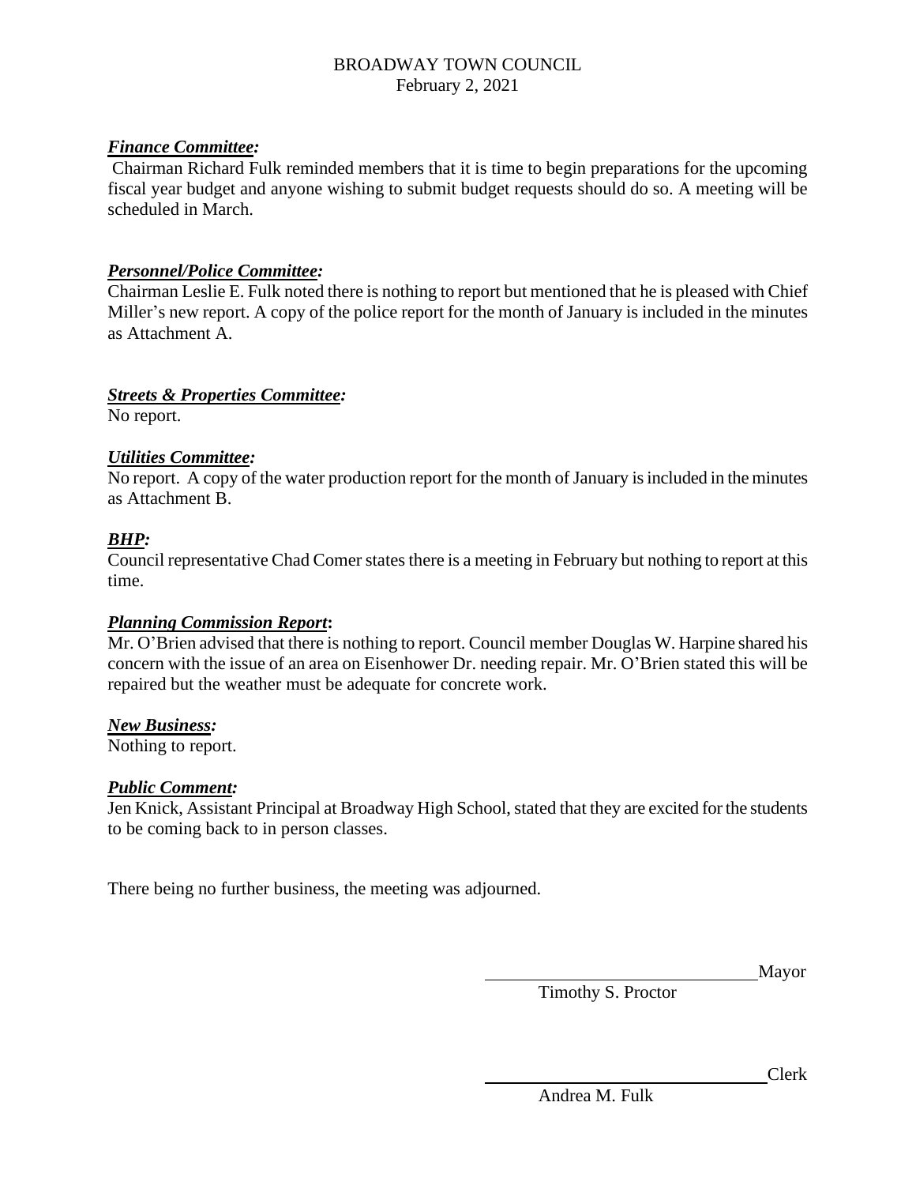BROADWAY TOWN COUNCIL
February 2, 2021

***Finance Committee:***
Chairman Richard Fulk reminded members that it is time to begin preparations for the upcoming fiscal year budget and anyone wishing to submit budget requests should do so. A meeting will be scheduled in March.

***Personnel/Police Committee:***
Chairman Leslie E. Fulk noted there is nothing to report but mentioned that he is pleased with Chief Miller's new report. A copy of the police report for the month of January is included in the minutes as Attachment A.

***Streets & Properties Committee:***
No report.

***Utilities Committee:***
No report. A copy of the water production report for the month of January is included in the minutes as Attachment B.

***BHP:***
Council representative Chad Comer states there is a meeting in February but nothing to report at this time.

***Planning Commission Report*:**
Mr. O'Brien advised that there is nothing to report. Council member Douglas W. Harpine shared his concern with the issue of an area on Eisenhower Dr. needing repair. Mr. O'Brien stated this will be repaired but the weather must be adequate for concrete work.

***New Business:***
Nothing to report.

***Public Comment:***
Jen Knick, Assistant Principal at Broadway High School, stated that they are excited for the students to be coming back to in person classes.

There being no further business, the meeting was adjourned.

______________________________Mayor
Timothy S. Proctor

______________________________Clerk
Andrea M. Fulk